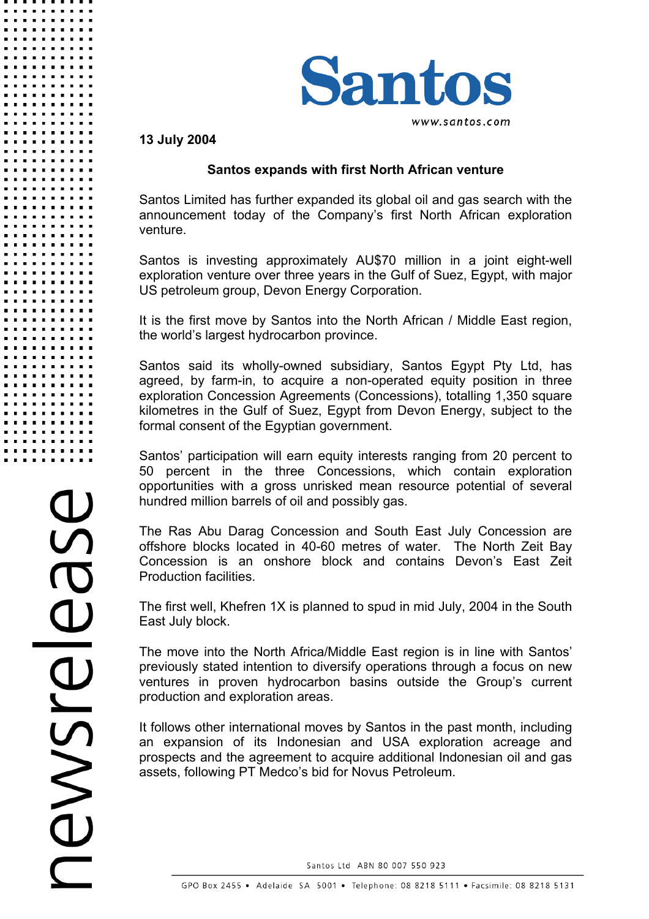Santos

www.santos.com

**13 July 2004**

## Santos expands with first North African venture

Santos Limited has further expanded its global oil and gas search with the announcement today of the Company's first North African exploration venture.

Santos is investing approximately AU$70 million in a joint eight-well exploration venture over three years in the Gulf of Suez, Egypt, with major US petroleum group, Devon Energy Corporation.

It is the first move by Santos into the North African / Middle East region, the world's largest hydrocarbon province.

Santos said its wholly-owned subsidiary, Santos Egypt Pty Ltd, has agreed, by farm-in, to acquire a non-operated equity position in three exploration Concession Agreements (Concessions), totalling 1,350 square kilometres in the Gulf of Suez, Egypt from Devon Energy, subject to the formal consent of the Egyptian government.

Santos' participation will earn equity interests ranging from 20 percent to 50 percent in the three Concessions, which contain exploration opportunities with a gross unrisked mean resource potential of several hundred million barrels of oil and possibly gas.

The Ras Abu Darag Concession and South East July Concession are offshore blocks located in 40-60 metres of water. The North Zeit Bay Concession is an onshore block and contains Devon's East Zeit Production facilities.

The first well, Khefren 1X is planned to spud in mid July, 2004 in the South East July block.

The move into the North Africa/Middle East region is in line with Santos' previously stated intention to diversify operations through a focus on new ventures in proven hydrocarbon basins outside the Group's current production and exploration areas.

It follows other international moves by Santos in the past month, including an expansion of its Indonesian and USA exploration acreage and prospects and the agreement to acquire additional Indonesian oil and gas assets, following PT Medco's bid for Novus Petroleum.

Santos Ltd ABN 80 007 550 923

GPO Box 2455 • Adelaide SA 5001 • Telephone: 08 8218 5111 • Facsimile: 08 8218 5131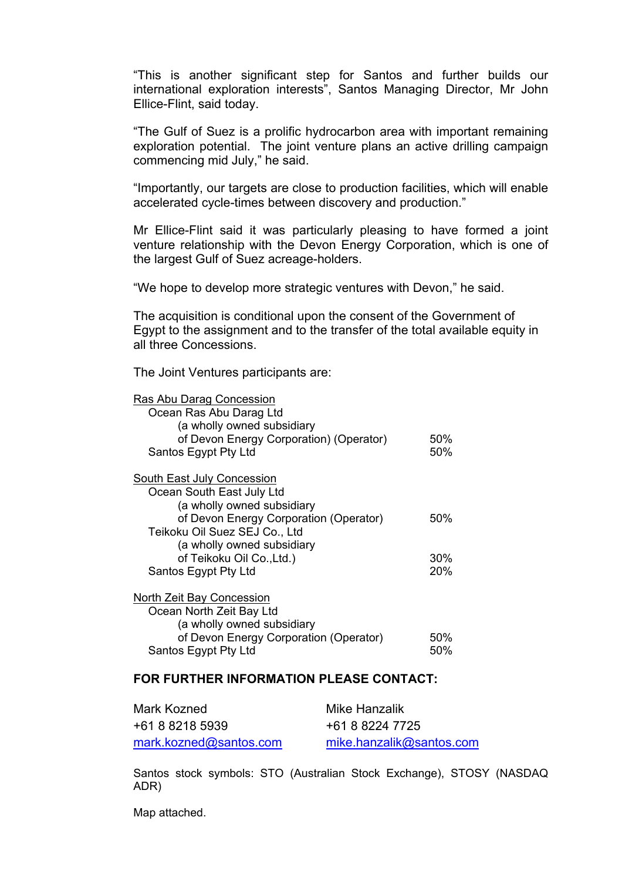"This is another significant step for Santos and further builds our international exploration interests", Santos Managing Director, Mr John Ellice-Flint, said today.

"The Gulf of Suez is a prolific hydrocarbon area with important remaining exploration potential. The joint venture plans an active drilling campaign commencing mid July," he said.

"Importantly, our targets are close to production facilities, which will enable accelerated cycle-times between discovery and production."

Mr Ellice-Flint said it was particularly pleasing to have formed a joint venture relationship with the Devon Energy Corporation, which is one of the largest Gulf of Suez acreage-holders.

"We hope to develop more strategic ventures with Devon," he said.

The acquisition is conditional upon the consent of the Government of Egypt to the assignment and to the transfer of the total available equity in all three Concessions.

The Joint Ventures participants are:

<u>Ras Abu Darag Concession</u>

| | |
|---|---|
| Ocean Ras Abu Darag Ltd (a wholly owned subsidiary of Devon Energy Corporation) (Operator) | 50% |
| Santos Egypt Pty Ltd | 50% |

<u>South East July Concession</u>

| | |
|---|---|
| Ocean South East July Ltd (a wholly owned subsidiary of Devon Energy Corporation (Operator) | 50% |
| Teikoku Oil Suez SEJ Co., Ltd (a wholly owned subsidiary of Teikoku Oil Co.,Ltd.) | 30% |
| Santos Egypt Pty Ltd | 20% |

<u>North Zeit Bay Concession</u>

| | |
|---|---|
| Ocean North Zeit Bay Ltd (a wholly owned subsidiary of Devon Energy Corporation (Operator) | 50% |
| Santos Egypt Pty Ltd | 50% |

**FOR FURTHER INFORMATION PLEASE CONTACT:**

| | |
|---|---|
| Mark Kozned | Mike Hanzalik |
| +61 8 8218 5939 | +61 8 8224 7725 |
| mark.kozned@santos.com | mike.hanzalik@santos.com |

Santos stock symbols: STO (Australian Stock Exchange), STOSY (NASDAQ ADR)

Map attached.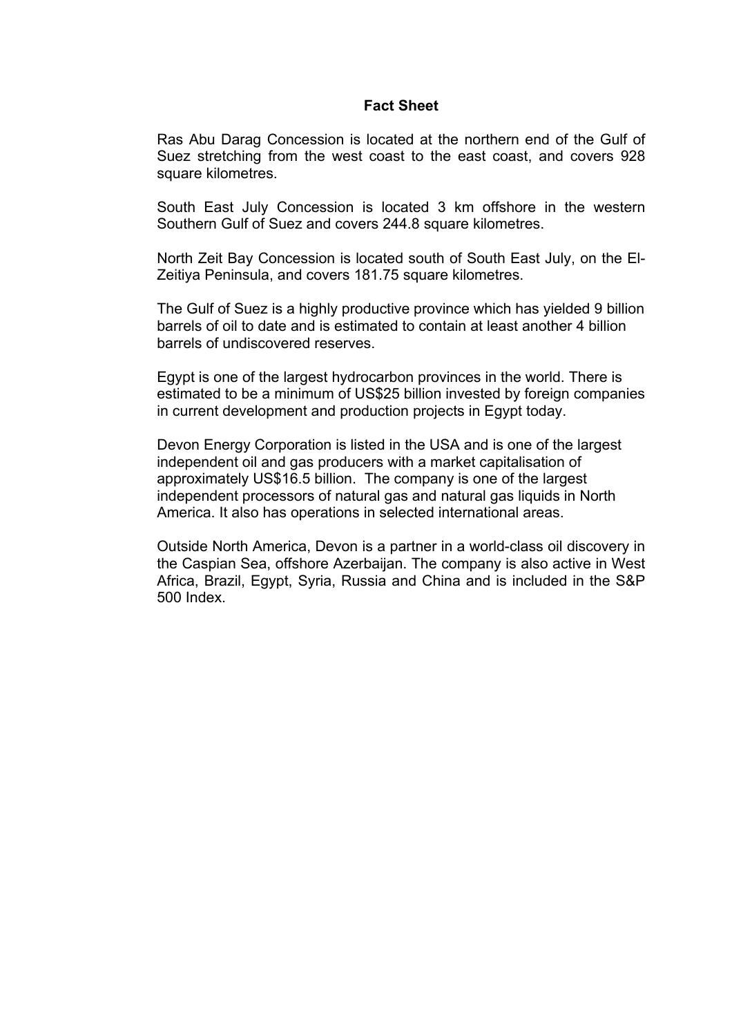# Fact Sheet

Ras Abu Darag Concession is located at the northern end of the Gulf of Suez stretching from the west coast to the east coast, and covers 928 square kilometres.

South East July Concession is located 3 km offshore in the western Southern Gulf of Suez and covers 244.8 square kilometres.

North Zeit Bay Concession is located south of South East July, on the El-Zeitiya Peninsula, and covers 181.75 square kilometres.

The Gulf of Suez is a highly productive province which has yielded 9 billion barrels of oil to date and is estimated to contain at least another 4 billion barrels of undiscovered reserves.

Egypt is one of the largest hydrocarbon provinces in the world. There is estimated to be a minimum of US$25 billion invested by foreign companies in current development and production projects in Egypt today.

Devon Energy Corporation is listed in the USA and is one of the largest independent oil and gas producers with a market capitalisation of approximately US$16.5 billion. The company is one of the largest independent processors of natural gas and natural gas liquids in North America. It also has operations in selected international areas.

Outside North America, Devon is a partner in a world-class oil discovery in the Caspian Sea, offshore Azerbaijan. The company is also active in West Africa, Brazil, Egypt, Syria, Russia and China and is included in the S&P 500 Index.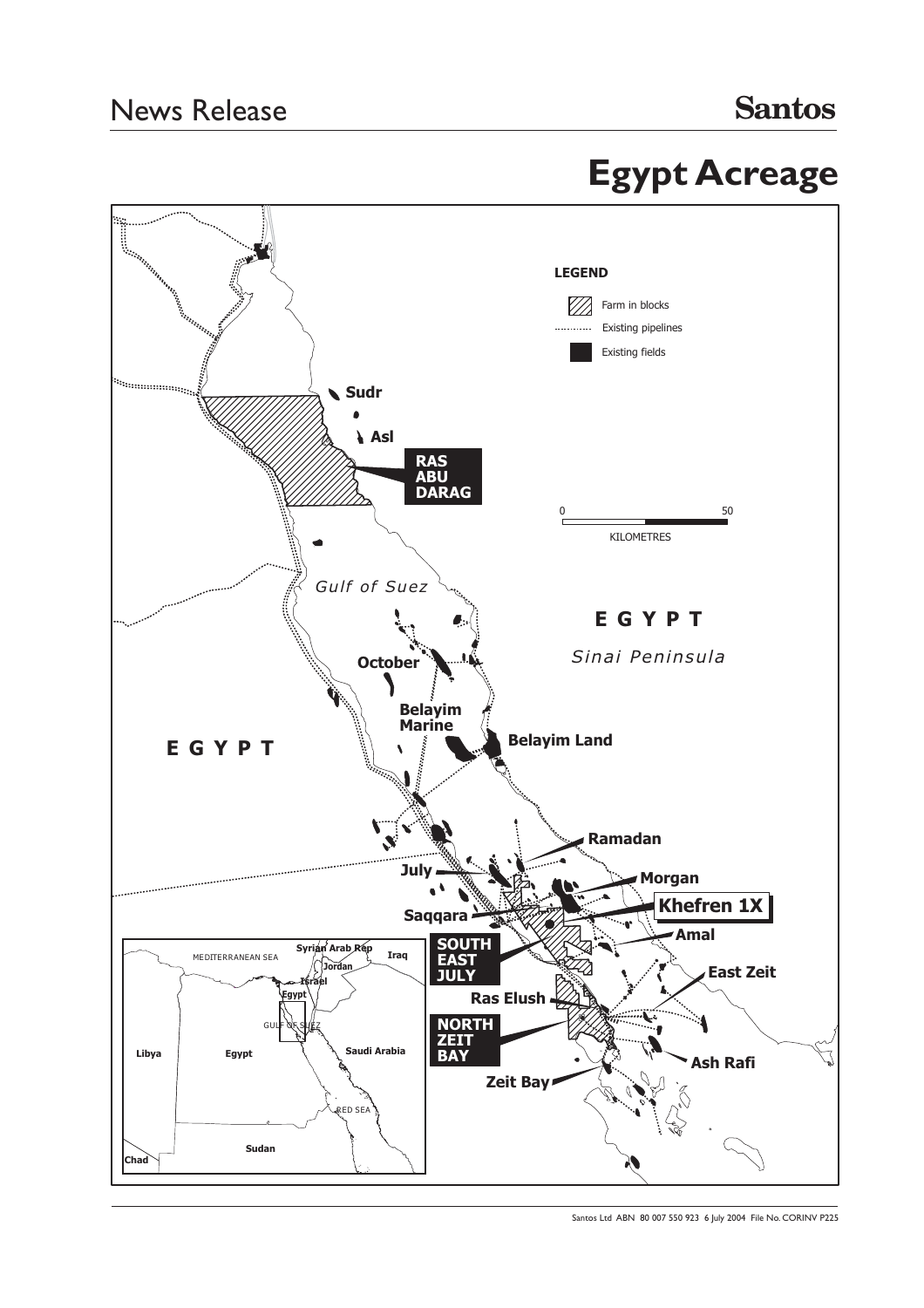News Release

Santos

# Egypt Acreage

LEGEND

Farm in blocks

Existing pipelines

Existing fields

0

50

KILOMETRES

Sudr

Asl

RAS ABU DARAG

Gulf of Suez

E G Y P T

Sinai Peninsula

October

Belayim Marine

Belayim Land

E G Y P T

Ramadan

July

Morgan

Khefren 1X

Saqqara

Amal

SOUTH EAST JULY

East Zeit

Ras Elush

NORTH ZEIT BAY

Ash Rafi

Zeit Bay

MEDITERRANEAN SEA

Syrian Arab Rep

Iraq

Jordan

Israel

Egypt

GULF OF SUEZ

Libya

Egypt

Saudi Arabia

RED SEA

Sudan

Chad

Santos Ltd ABN 80 007 550 923 6 July 2004 File No. CORINV P225